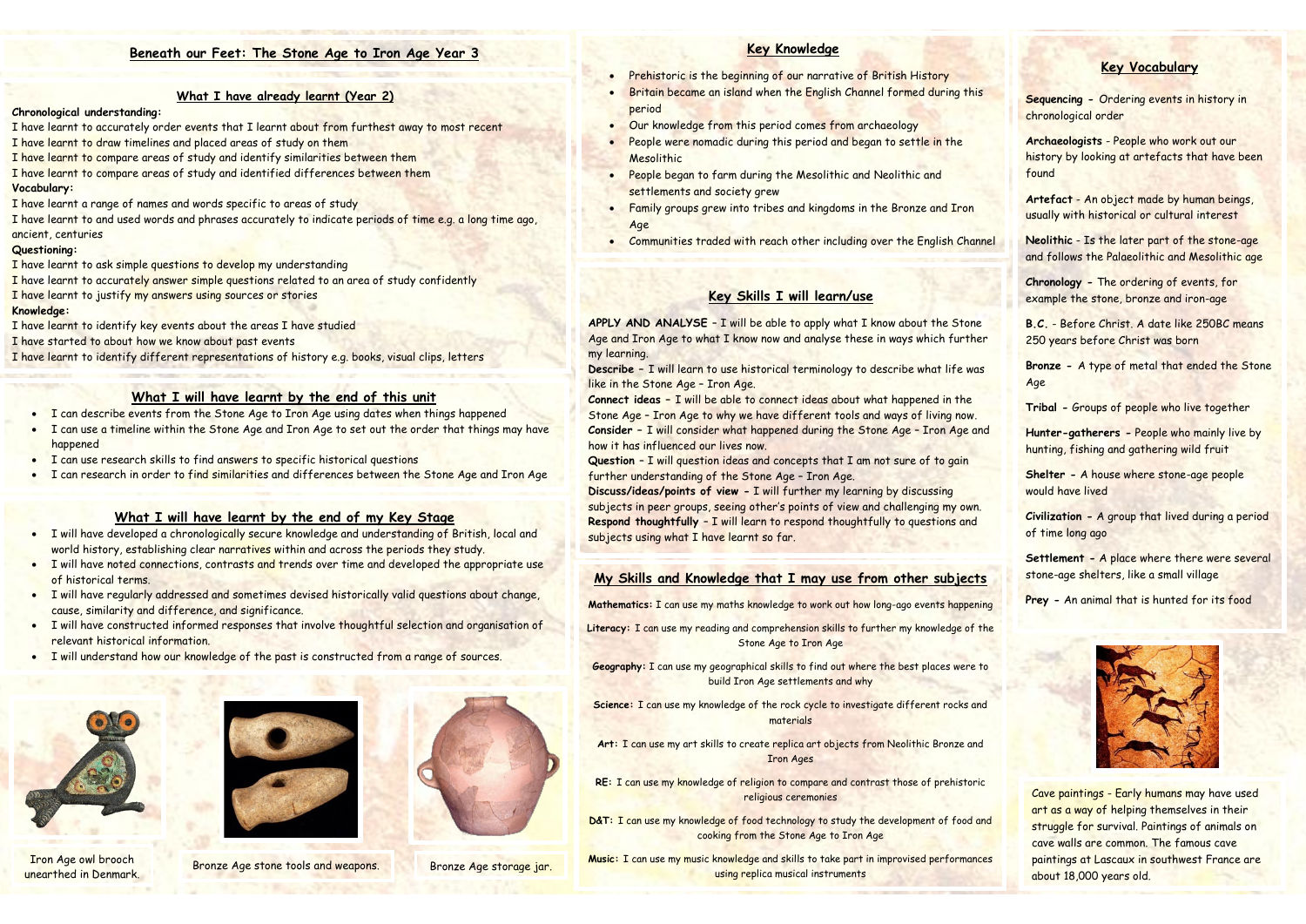# Beneath our Feet: The Stone Age to Iron Age Year 3

## What I have already learnt (Year 2)

**Chronological understanding:**

I have learnt to accurately order events that I learnt about from furthest away to most recent
I have learnt to draw timelines and placed areas of study on them
I have learnt to compare areas of study and identify similarities between them
I have learnt to compare areas of study and identified differences between them

**Vocabulary:**

I have learnt a range of names and words specific to areas of study
I have learnt to and used words and phrases accurately to indicate periods of time e.g. a long time ago, ancient, centuries

**Questioning:**

I have learnt to ask simple questions to develop my understanding
I have learnt to accurately answer simple questions related to an area of study confidently
I have learnt to justify my answers using sources or stories

**Knowledge:**

I have learnt to identify key events about the areas I have studied
I have started to about how we know about past events
I have learnt to identify different representations of history e.g. books, visual clips, letters

## What I will have learnt by the end of this unit

- I can describe events from the Stone Age to Iron Age using dates when things happened
- I can use a timeline within the Stone Age and Iron Age to set out the order that things may have happened
- I can use research skills to find answers to specific historical questions
- I can research in order to find similarities and differences between the Stone Age and Iron Age

## What I will have learnt by the end of my Key Stage

- I will have developed a chronologically secure knowledge and understanding of British, local and world history, establishing clear narratives within and across the periods they study.
- I will have noted connections, contrasts and trends over time and developed the appropriate use of historical terms.
- I will have regularly addressed and sometimes devised historically valid questions about change, cause, similarity and difference, and significance.
- I will have constructed informed responses that involve thoughtful selection and organisation of relevant historical information.
- I will understand how our knowledge of the past is constructed from a range of sources.

Iron Age owl brooch unearthed in Denmark.

Bronze Age stone tools and weapons.

Bronze Age storage jar.

## Key Knowledge

- Prehistoric is the beginning of our narrative of British History
- Britain became an island when the English Channel formed during this period
- Our knowledge from this period comes from archaeology
- People were nomadic during this period and began to settle in the Mesolithic
- People began to farm during the Mesolithic and Neolithic and settlements and society grew
- Family groups grew into tribes and kingdoms in the Bronze and Iron Age
- Communities traded with reach other including over the English Channel

## Key Skills I will learn/use

**APPLY AND ANALYSE** – I will be able to apply what I know about the Stone Age and Iron Age to what I know now and analyse these in ways which further my learning.
**Describe** – I will learn to use historical terminology to describe what life was like in the Stone Age – Iron Age.
**Connect ideas** – I will be able to connect ideas about what happened in the Stone Age – Iron Age to why we have different tools and ways of living now.
**Consider** – I will consider what happened during the Stone Age – Iron Age and how it has influenced our lives now.
**Question** – I will question ideas and concepts that I am not sure of to gain further understanding of the Stone Age – Iron Age.
**Discuss/ideas/points of view** – I will further my learning by discussing subjects in peer groups, seeing other's points of view and challenging my own.
**Respond thoughtfully** – I will learn to respond thoughtfully to questions and subjects using what I have learnt so far.

## My Skills and Knowledge that I may use from other subjects

**Mathematics:** I can use my maths knowledge to work out how long-ago events happening

**Literacy:** I can use my reading and comprehension skills to further my knowledge of the Stone Age to Iron Age

**Geography:** I can use my geographical skills to find out where the best places were to build Iron Age settlements and why

**Science:** I can use my knowledge of the rock cycle to investigate different rocks and materials

**Art:** I can use my art skills to create replica art objects from Neolithic Bronze and Iron Ages

**RE:** I can use my knowledge of religion to compare and contrast those of prehistoric religious ceremonies

**D&T:** I can use my knowledge of food technology to study the development of food and cooking from the Stone Age to Iron Age

**Music:** I can use my music knowledge and skills to take part in improvised performances using replica musical instruments

## Key Vocabulary

**Sequencing** – Ordering events in history in chronological order

**Archaeologists** - People who work out our history by looking at artefacts that have been found

**Artefact** - An object made by human beings, usually with historical or cultural interest

**Neolithic** - Is the later part of the stone-age and follows the Palaeolithic and Mesolithic age

**Chronology** – The ordering of events, for example the stone, bronze and iron-age

**B.C.** - Before Christ. A date like 250BC means 250 years before Christ was born

**Bronze** – A type of metal that ended the Stone Age

**Tribal** – Groups of people who live together

**Hunter-gatherers** – People who mainly live by hunting, fishing and gathering wild fruit

**Shelter** – A house where stone-age people would have lived

**Civilization** – A group that lived during a period of time long ago

**Settlement** – A place where there were several stone-age shelters, like a small village

**Prey** – An animal that is hunted for its food

Cave paintings - Early humans may have used art as a way of helping themselves in their struggle for survival. Paintings of animals on cave walls are common. The famous cave paintings at Lascaux in southwest France are about 18,000 years old.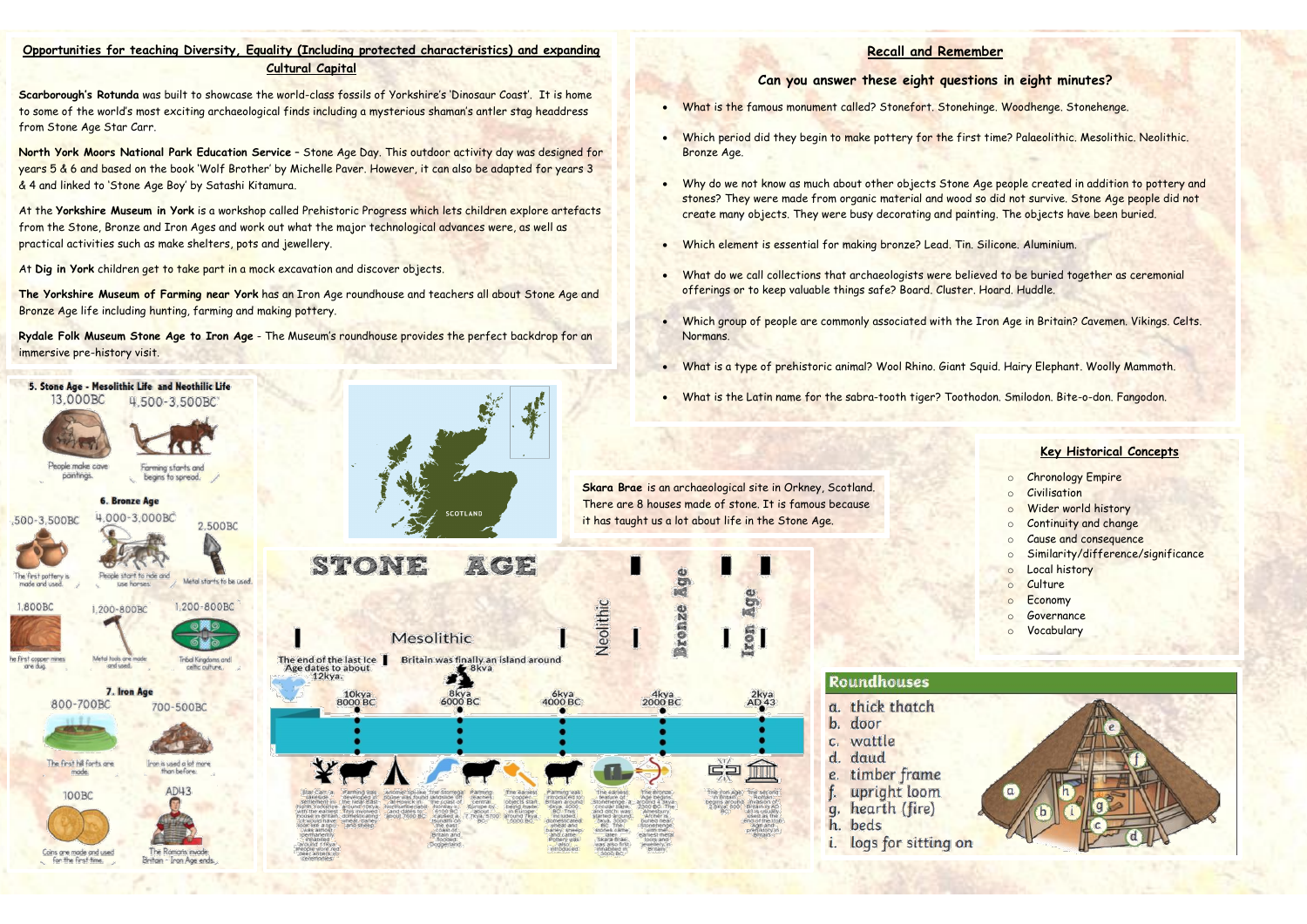## Opportunities for teaching Diversity, Equality (Including protected characteristics) and expanding Cultural Capital

**Scarborough's Rotunda** was built to showcase the world-class fossils of Yorkshire's 'Dinosaur Coast'. It is home to some of the world's most exciting archaeological finds including a mysterious shaman's antler stag headdress from Stone Age Star Carr.

**North York Moors National Park Education Service** – Stone Age Day. This outdoor activity day was designed for years 5 & 6 and based on the book 'Wolf Brother' by Michelle Paver. However, it can also be adapted for years 3 & 4 and linked to 'Stone Age Boy' by Satashi Kitamura.

At the **Yorkshire Museum in York** is a workshop called Prehistoric Progress which lets children explore artefacts from the Stone, Bronze and Iron Ages and work out what the major technological advances were, as well as practical activities such as make shelters, pots and jewellery.

At **Dig in York** children get to take part in a mock excavation and discover objects.

**The Yorkshire Museum of Farming near York** has an Iron Age roundhouse and teachers all about Stone Age and Bronze Age life including hunting, farming and making pottery.

**Rydale Folk Museum Stone Age to Iron Age** - The Museum's roundhouse provides the perfect backdrop for an immersive pre-history visit.

## Recall and Remember

### Can you answer these eight questions in eight minutes?

- What is the famous monument called? Stonefort. Stonehinge. Woodhenge. Stonehenge.
- Which period did they begin to make pottery for the first time? Palaeolithic. Mesolithic. Neolithic. Bronze Age.
- Why do we not know as much about other objects Stone Age people created in addition to pottery and stones? They were made from organic material and wood so did not survive. Stone Age people did not create many objects. They were busy decorating and painting. The objects have been buried.
- Which element is essential for making bronze? Lead. Tin. Silicone. Aluminium.
- What do we call collections that archaeologists were believed to be buried together as ceremonial offerings or to keep valuable things safe? Board. Cluster. Hoard. Huddle.
- Which group of people are commonly associated with the Iron Age in Britain? Cavemen. Vikings. Celts. Normans.
- What is a type of prehistoric animal? Wool Rhino. Giant Squid. Hairy Elephant. Woolly Mammoth.
- What is the Latin name for the sabra-tooth tiger? Toothodon. Smilodon. Bite-o-don. Fangodon.

**5. Stone Age - Mesolithic Life and Neolithic Life**

13,000BC – People make cave paintings.

4,500-3,500BC – Farming starts and begins to spread.

**6. Bronze Age**

4,500-3,500BC – The first pottery is made and used.

4,000-3,000BC – People start to ride and use horses.

2,500BC – Metal starts to be used.

1,800BC – The first copper mines are dug.

1,200-800BC – Metal tools are made and used.

1,200-800BC – Tribal Kingdoms and celtic culture.

**7. Iron Age**

800-700BC – The first hill forts are made.

700-500BC – Iron is used a lot more than before.

100BC – Coins are made and used for the first time.

AD43 – The Romans invade Britain - Iron Age ends.

SCOTLAND

**Skara Brae** is an archaeological site in Orkney, Scotland. There are 8 houses made of stone. It is famous because it has taught us a lot about life in the Stone Age.

STONE AGE

Mesolithic | Neolithic | Bronze Age | Iron Age

The end of the last Ice Age dates to about 12kya.

Britain was finally an island around 8kya

10kya 8000 BC | 8kya 6000 BC | 6kya 4000 BC | 4kya 2000 BC | 2kya AD 43

## Key Historical Concepts

- Chronology Empire
- Civilisation
- Wider world history
- Continuity and change
- Cause and consequence
- Similarity/difference/significance
- Local history
- Culture
- Economy
- Governance
- Vocabulary

## Roundhouses

a. thick thatch
b. door
c. wattle
d. daud
e. timber frame
f. upright loom
g. hearth (fire)
h. beds
i. logs for sitting on